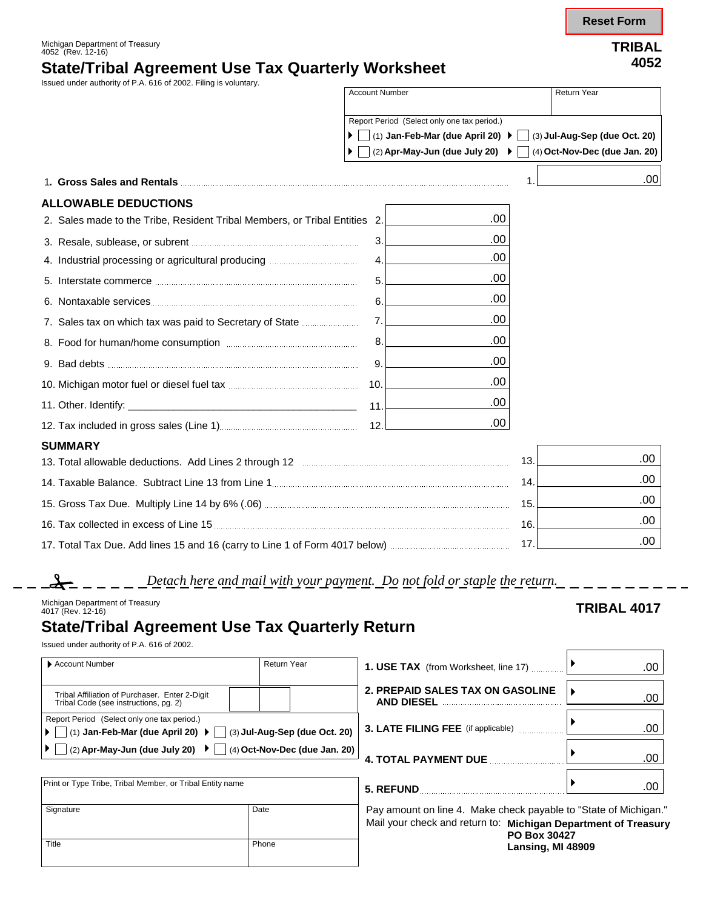Reset Form

Michigan Department of Treasury
4052 (Rev. 12-16)

**TRIBAL 4052**

# State/Tribal Agreement Use Tax Quarterly Worksheet

Issued under authority of P.A. 616 of 2002. Filing is voluntary.

| Account Number | Return Year |
|---|---|
| | |

Report Period (Select only one tax period.)

- ☐ (1) **Jan-Feb-Mar (due April 20)**
- ☐ (2) **Apr-May-Jun (due July 20)**
- ☐ (3) **Jul-Aug-Sep (due Oct. 20)**
- ☐ (4) **Oct-Nov-Dec (due Jan. 20)**

1. **Gross Sales and Rentals** .................... 1. .00

## ALLOWABLE DEDUCTIONS

| Line | Description | Amount |
|---|---|---|
| 2. | Sales made to the Tribe, Resident Tribal Members, or Tribal Entities | .00 |
| 3. | Resale, sublease, or subrent | .00 |
| 4. | Industrial processing or agricultural producing | .00 |
| 5. | Interstate commerce | .00 |
| 6. | Nontaxable services | .00 |
| 7. | Sales tax on which tax was paid to Secretary of State | .00 |
| 8. | Food for human/home consumption | .00 |
| 9. | Bad debts | .00 |
| 10. | Michigan motor fuel or diesel fuel tax | .00 |
| 11. | Other. Identify: ____________________ | .00 |
| 12. | Tax included in gross sales (Line 1) | .00 |

## SUMMARY

| Line | Description | Amount |
|---|---|---|
| 13. | Total allowable deductions. Add Lines 2 through 12 | .00 |
| 14. | Taxable Balance. Subtract Line 13 from Line 1 | .00 |
| 15. | Gross Tax Due. Multiply Line 14 by 6% (.06) | .00 |
| 16. | Tax collected in excess of Line 15 | .00 |
| 17. | Total Tax Due. Add lines 15 and 16 (carry to Line 1 of Form 4017 below) | .00 |

*Detach here and mail with your payment. Do not fold or staple the return.*

---

Michigan Department of Treasury
4017 (Rev. 12-16)

**TRIBAL 4017**

# State/Tribal Agreement Use Tax Quarterly Return

Issued under authority of P.A. 616 of 2002.

| Account Number | Return Year |
|---|---|
| | |

Tribal Affiliation of Purchaser. Enter 2-Digit Tribal Code (see instructions, pg. 2) ☐☐

Report Period (Select only one tax period.)

- ☐ (1) **Jan-Feb-Mar (due April 20)**
- ☐ (2) **Apr-May-Jun (due July 20)**
- ☐ (3) **Jul-Aug-Sep (due Oct. 20)**
- ☐ (4) **Oct-Nov-Dec (due Jan. 20)**

| Line | Description | Amount |
|---|---|---|
| 1. | **USE TAX** (from Worksheet, line 17) | .00 |
| 2. | **PREPAID SALES TAX ON GASOLINE AND DIESEL** | .00 |
| 3. | **LATE FILING FEE** (if applicable) | .00 |
| 4. | **TOTAL PAYMENT DUE** | .00 |
| 5. | **REFUND** | .00 |

| Print or Type Tribe, Tribal Member, or Tribal Entity name | |
|---|---|
| Signature | Date |
| Title | Phone |

Pay amount on line 4. Make check payable to "State of Michigan."
Mail your check and return to: **Michigan Department of Treasury**
**PO Box 30427**
**Lansing, MI 48909**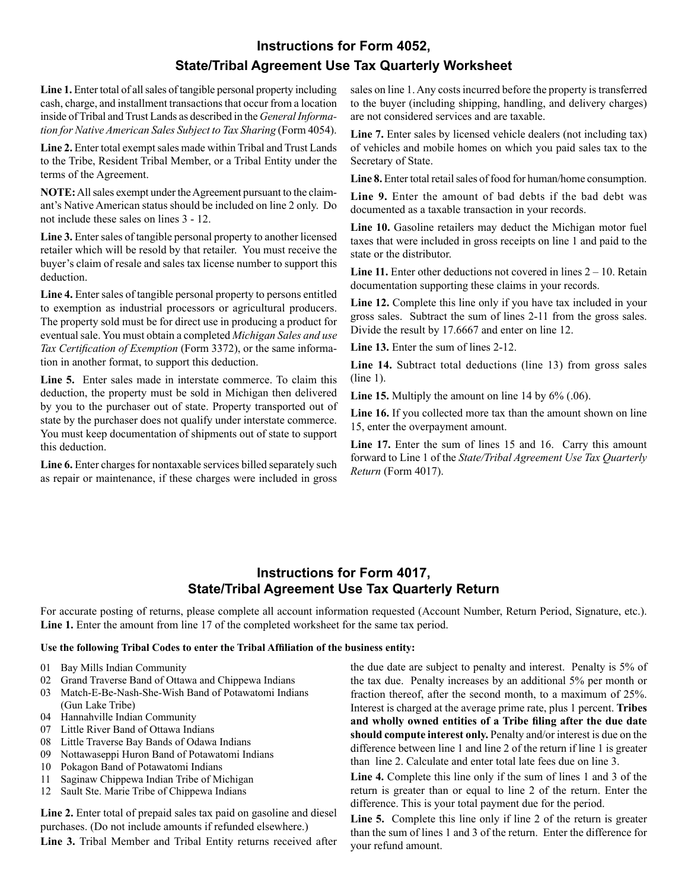## Instructions for Form 4052, State/Tribal Agreement Use Tax Quarterly Worksheet

**Line 1.** Enter total of all sales of tangible personal property including cash, charge, and installment transactions that occur from a location inside of Tribal and Trust Lands as described in the *General Information for Native American Sales Subject to Tax Sharing* (Form 4054).

**Line 2.** Enter total exempt sales made within Tribal and Trust Lands to the Tribe, Resident Tribal Member, or a Tribal Entity under the terms of the Agreement.

**NOTE:** All sales exempt under the Agreement pursuant to the claimant's Native American status should be included on line 2 only. Do not include these sales on lines 3 - 12.

**Line 3.** Enter sales of tangible personal property to another licensed retailer which will be resold by that retailer. You must receive the buyer's claim of resale and sales tax license number to support this deduction.

**Line 4.** Enter sales of tangible personal property to persons entitled to exemption as industrial processors or agricultural producers. The property sold must be for direct use in producing a product for eventual sale. You must obtain a completed *Michigan Sales and use Tax Certification of Exemption* (Form 3372), or the same information in another format, to support this deduction.

**Line 5.** Enter sales made in interstate commerce. To claim this deduction, the property must be sold in Michigan then delivered by you to the purchaser out of state. Property transported out of state by the purchaser does not qualify under interstate commerce. You must keep documentation of shipments out of state to support this deduction.

**Line 6.** Enter charges for nontaxable services billed separately such as repair or maintenance, if these charges were included in gross sales on line 1. Any costs incurred before the property is transferred to the buyer (including shipping, handling, and delivery charges) are not considered services and are taxable.

**Line 7.** Enter sales by licensed vehicle dealers (not including tax) of vehicles and mobile homes on which you paid sales tax to the Secretary of State.

**Line 8.** Enter total retail sales of food for human/home consumption.

**Line 9.** Enter the amount of bad debts if the bad debt was documented as a taxable transaction in your records.

**Line 10.** Gasoline retailers may deduct the Michigan motor fuel taxes that were included in gross receipts on line 1 and paid to the state or the distributor.

**Line 11.** Enter other deductions not covered in lines 2 – 10. Retain documentation supporting these claims in your records.

**Line 12.** Complete this line only if you have tax included in your gross sales. Subtract the sum of lines 2-11 from the gross sales. Divide the result by 17.6667 and enter on line 12.

**Line 13.** Enter the sum of lines 2-12.

**Line 14.** Subtract total deductions (line 13) from gross sales (line 1).

**Line 15.** Multiply the amount on line 14 by 6% (.06).

**Line 16.** If you collected more tax than the amount shown on line 15, enter the overpayment amount.

**Line 17.** Enter the sum of lines 15 and 16. Carry this amount forward to Line 1 of the *State/Tribal Agreement Use Tax Quarterly Return* (Form 4017).

## Instructions for Form 4017, State/Tribal Agreement Use Tax Quarterly Return

For accurate posting of returns, please complete all account information requested (Account Number, Return Period, Signature, etc.).

**Line 1.** Enter the amount from line 17 of the completed worksheet for the same tax period.

**Use the following Tribal Codes to enter the Tribal Affiliation of the business entity:**

- 01 Bay Mills Indian Community
- 02 Grand Traverse Band of Ottawa and Chippewa Indians
- 03 Match-E-Be-Nash-She-Wish Band of Potawatomi Indians (Gun Lake Tribe)
- 04 Hannahville Indian Community
- 07 Little River Band of Ottawa Indians
- 08 Little Traverse Bay Bands of Odawa Indians
- 09 Nottawaseppi Huron Band of Potawatomi Indians
- 10 Pokagon Band of Potawatomi Indians
- 11 Saginaw Chippewa Indian Tribe of Michigan
- 12 Sault Ste. Marie Tribe of Chippewa Indians

**Line 2.** Enter total of prepaid sales tax paid on gasoline and diesel purchases. (Do not include amounts if refunded elsewhere.)

**Line 3.** Tribal Member and Tribal Entity returns received after the due date are subject to penalty and interest. Penalty is 5% of the tax due. Penalty increases by an additional 5% per month or fraction thereof, after the second month, to a maximum of 25%. Interest is charged at the average prime rate, plus 1 percent. **Tribes and wholly owned entities of a Tribe filing after the due date should compute interest only.** Penalty and/or interest is due on the difference between line 1 and line 2 of the return if line 1 is greater than line 2. Calculate and enter total late fees due on line 3.

**Line 4.** Complete this line only if the sum of lines 1 and 3 of the return is greater than or equal to line 2 of the return. Enter the difference. This is your total payment due for the period.

**Line 5.** Complete this line only if line 2 of the return is greater than the sum of lines 1 and 3 of the return. Enter the difference for your refund amount.